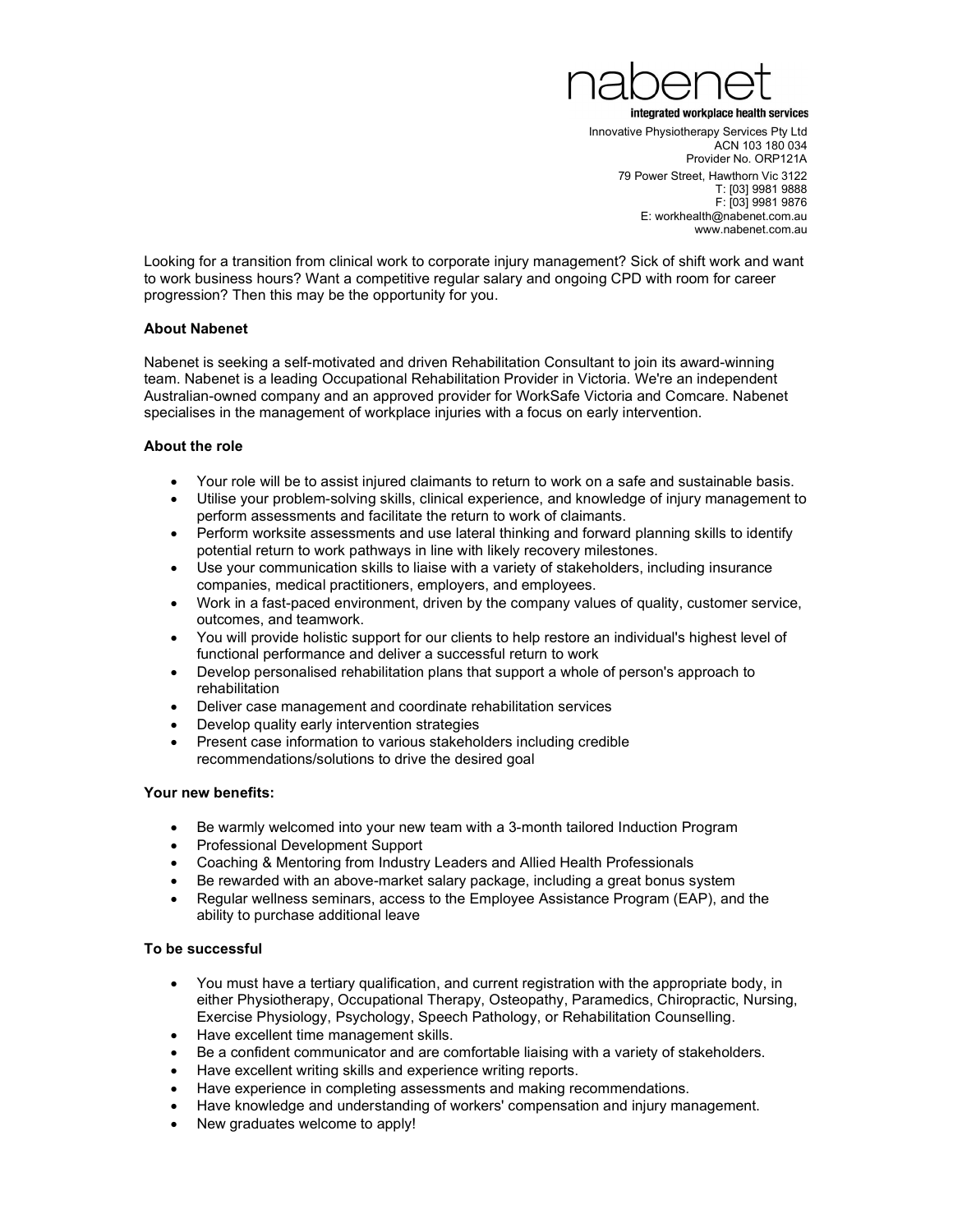nabenet

**integrated workplace health services**

Innovative Physiotherapy Services Pty Ltd
ACN 103 180 034
Provider No. ORP121A

79 Power Street, Hawthorn Vic 3122
T: [03] 9981 9888
F: [03] 9981 9876
E: workhealth@nabenet.com.au
www.nabenet.com.au

Looking for a transition from clinical work to corporate injury management? Sick of shift work and want to work business hours? Want a competitive regular salary and ongoing CPD with room for career progression? Then this may be the opportunity for you.

**About Nabenet**

Nabenet is seeking a self-motivated and driven Rehabilitation Consultant to join its award-winning team. Nabenet is a leading Occupational Rehabilitation Provider in Victoria. We're an independent Australian-owned company and an approved provider for WorkSafe Victoria and Comcare. Nabenet specialises in the management of workplace injuries with a focus on early intervention.

**About the role**

- Your role will be to assist injured claimants to return to work on a safe and sustainable basis.
- Utilise your problem-solving skills, clinical experience, and knowledge of injury management to perform assessments and facilitate the return to work of claimants.
- Perform worksite assessments and use lateral thinking and forward planning skills to identify potential return to work pathways in line with likely recovery milestones.
- Use your communication skills to liaise with a variety of stakeholders, including insurance companies, medical practitioners, employers, and employees.
- Work in a fast-paced environment, driven by the company values of quality, customer service, outcomes, and teamwork.
- You will provide holistic support for our clients to help restore an individual's highest level of functional performance and deliver a successful return to work
- Develop personalised rehabilitation plans that support a whole of person's approach to rehabilitation
- Deliver case management and coordinate rehabilitation services
- Develop quality early intervention strategies
- Present case information to various stakeholders including credible recommendations/solutions to drive the desired goal

**Your new benefits:**

- Be warmly welcomed into your new team with a 3-month tailored Induction Program
- Professional Development Support
- Coaching & Mentoring from Industry Leaders and Allied Health Professionals
- Be rewarded with an above-market salary package, including a great bonus system
- Regular wellness seminars, access to the Employee Assistance Program (EAP), and the ability to purchase additional leave

**To be successful**

- You must have a tertiary qualification, and current registration with the appropriate body, in either Physiotherapy, Occupational Therapy, Osteopathy, Paramedics, Chiropractic, Nursing, Exercise Physiology, Psychology, Speech Pathology, or Rehabilitation Counselling.
- Have excellent time management skills.
- Be a confident communicator and are comfortable liaising with a variety of stakeholders.
- Have excellent writing skills and experience writing reports.
- Have experience in completing assessments and making recommendations.
- Have knowledge and understanding of workers' compensation and injury management.
- New graduates welcome to apply!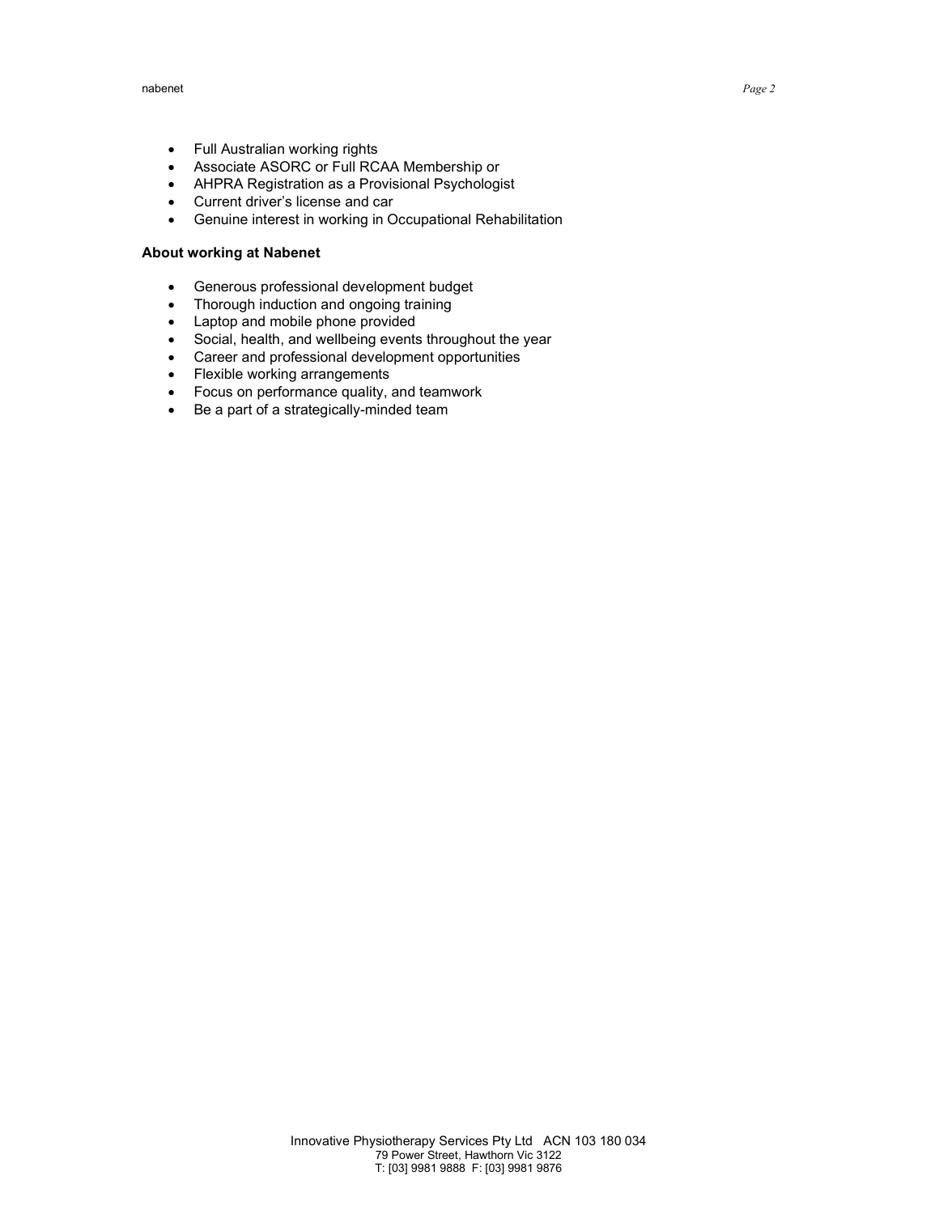- Full Australian working rights
- Associate ASORC or Full RCAA Membership or
- AHPRA Registration as a Provisional Psychologist
- Current driver's license and car
- Genuine interest in working in Occupational Rehabilitation

**About working at Nabenet**

- Generous professional development budget
- Thorough induction and ongoing training
- Laptop and mobile phone provided
- Social, health, and wellbeing events throughout the year
- Career and professional development opportunities
- Flexible working arrangements
- Focus on performance quality, and teamwork
- Be a part of a strategically-minded team